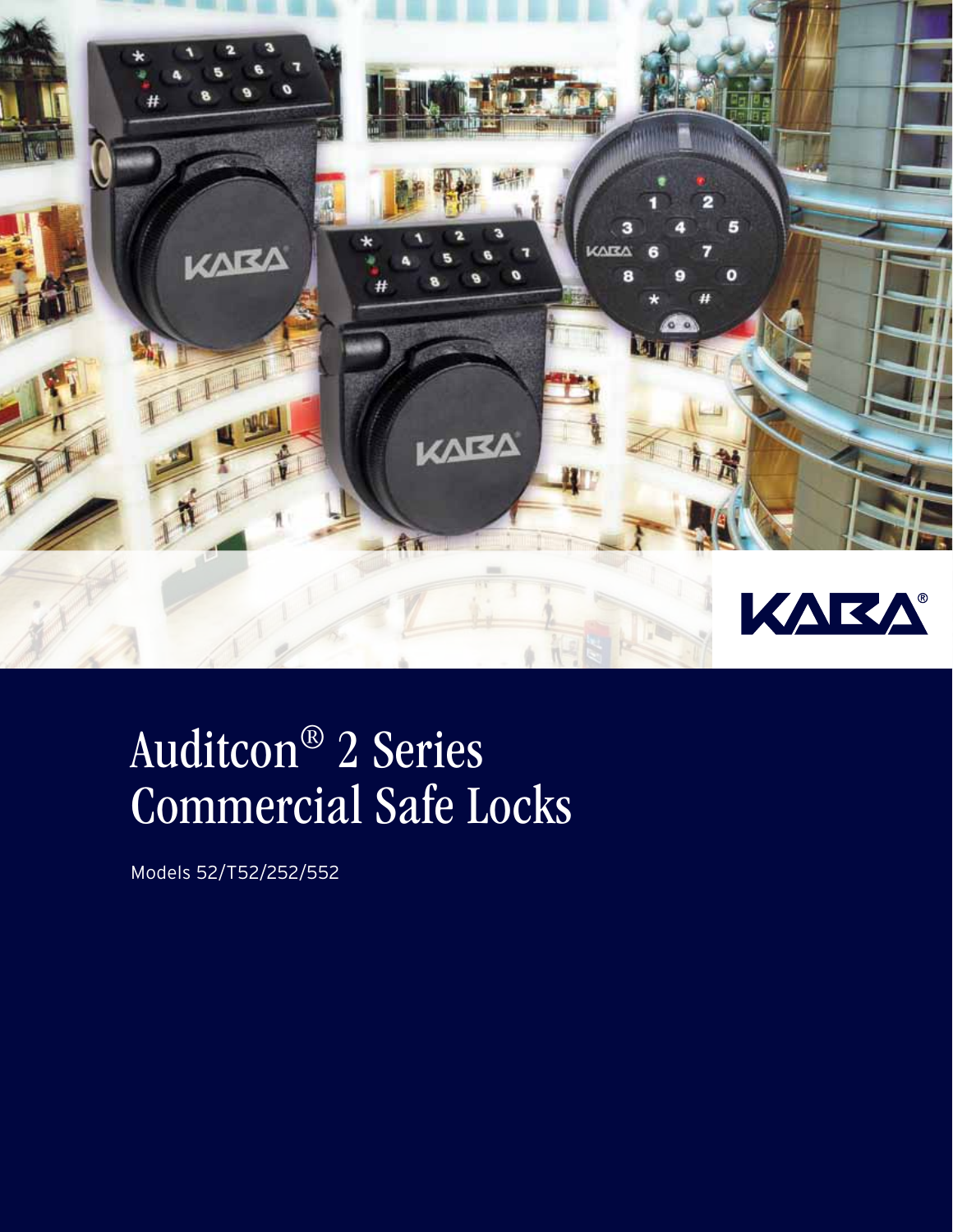# Auditcon® 2 Series Commercial Safe Locks

Models 52/T52/252/552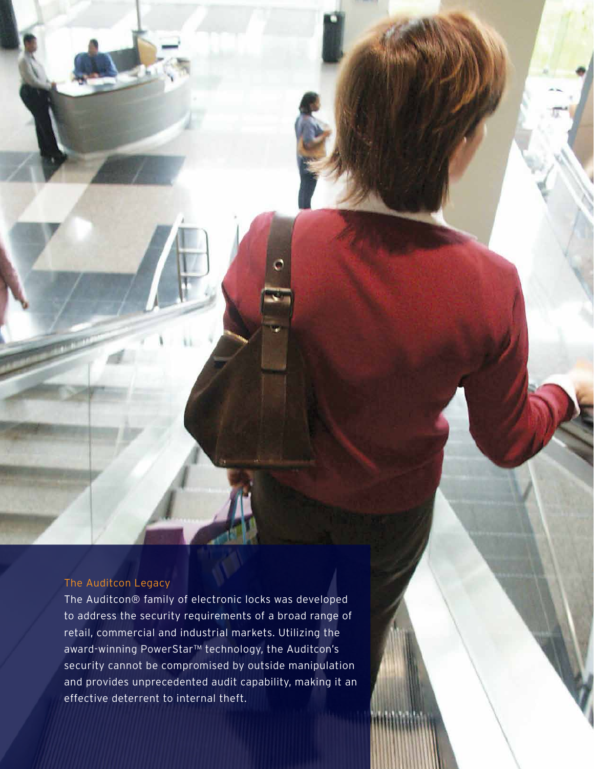## The Auditcon Legacy

The Auditcon® family of electronic locks was developed to address the security requirements of a broad range of retail, commercial and industrial markets. Utilizing the award-winning PowerStar™ technology, the Auditcon's security cannot be compromised by outside manipulation and provides unprecedented audit capability, making it an effective deterrent to internal theft.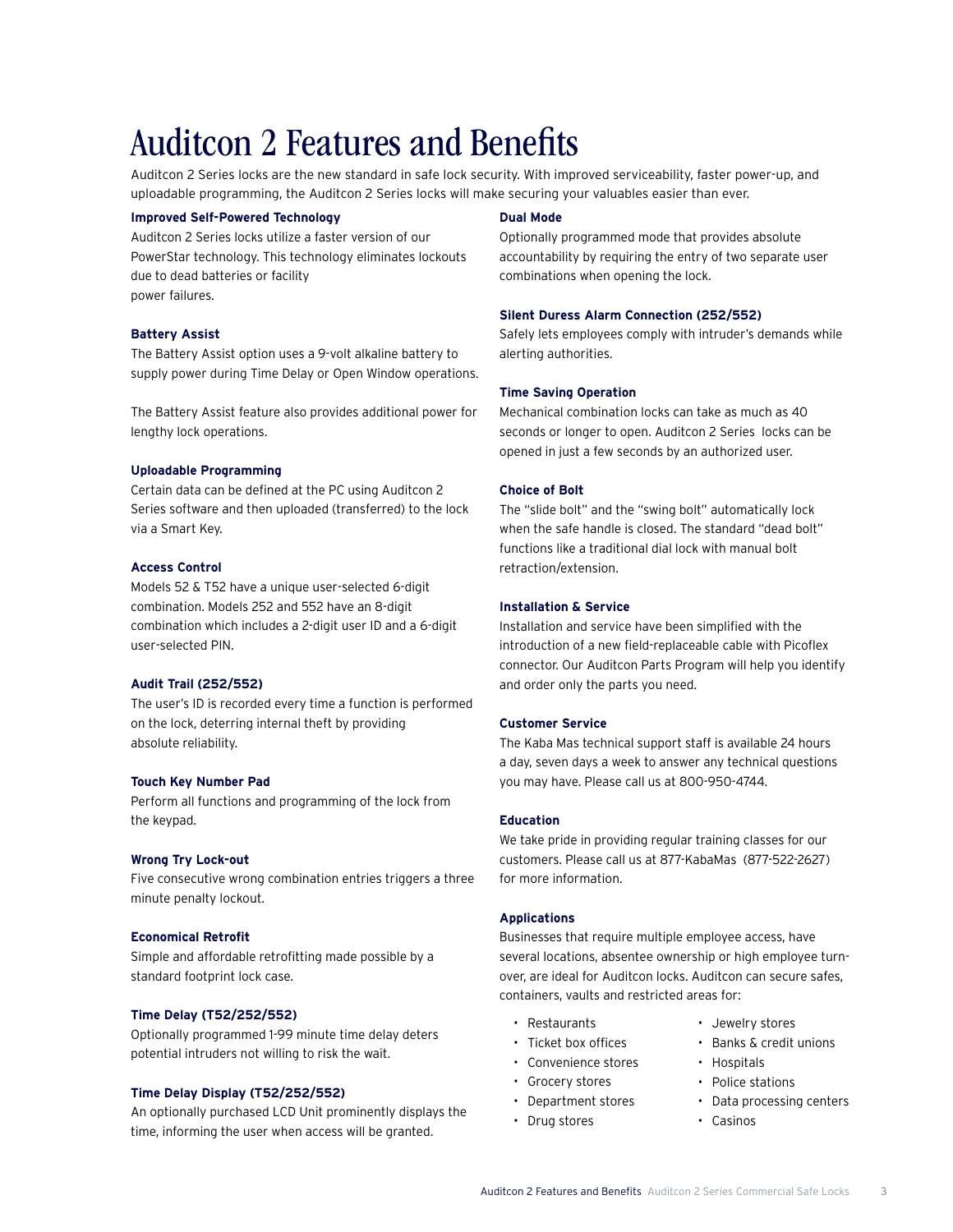# Auditcon 2 Features and Benefits

Auditcon 2 Series locks are the new standard in safe lock security. With improved serviceability, faster power-up, and uploadable programming, the Auditcon 2 Series locks will make securing your valuables easier than ever.

**Improved Self-Powered Technology**

Auditcon 2 Series locks utilize a faster version of our PowerStar technology. This technology eliminates lockouts due to dead batteries or facility power failures.

**Battery Assist**

The Battery Assist option uses a 9-volt alkaline battery to supply power during Time Delay or Open Window operations.

The Battery Assist feature also provides additional power for lengthy lock operations.

**Uploadable Programming**

Certain data can be defined at the PC using Auditcon 2 Series software and then uploaded (transferred) to the lock via a Smart Key.

**Access Control**

Models 52 & T52 have a unique user-selected 6-digit combination. Models 252 and 552 have an 8-digit combination which includes a 2-digit user ID and a 6-digit user-selected PIN.

**Audit Trail (252/552)**

The user's ID is recorded every time a function is performed on the lock, deterring internal theft by providing absolute reliability.

**Touch Key Number Pad**

Perform all functions and programming of the lock from the keypad.

**Wrong Try Lock-out**

Five consecutive wrong combination entries triggers a three minute penalty lockout.

**Economical Retrofit**

Simple and affordable retrofitting made possible by a standard footprint lock case.

**Time Delay (T52/252/552)**

Optionally programmed 1-99 minute time delay deters potential intruders not willing to risk the wait.

**Time Delay Display (T52/252/552)**

An optionally purchased LCD Unit prominently displays the time, informing the user when access will be granted.

**Dual Mode**

Optionally programmed mode that provides absolute accountability by requiring the entry of two separate user combinations when opening the lock.

**Silent Duress Alarm Connection (252/552)**

Safely lets employees comply with intruder's demands while alerting authorities.

**Time Saving Operation**

Mechanical combination locks can take as much as 40 seconds or longer to open. Auditcon 2 Series locks can be opened in just a few seconds by an authorized user.

**Choice of Bolt**

The "slide bolt" and the "swing bolt" automatically lock when the safe handle is closed. The standard "dead bolt" functions like a traditional dial lock with manual bolt retraction/extension.

**Installation & Service**

Installation and service have been simplified with the introduction of a new field-replaceable cable with Picoflex connector. Our Auditcon Parts Program will help you identify and order only the parts you need.

**Customer Service**

The Kaba Mas technical support staff is available 24 hours a day, seven days a week to answer any technical questions you may have. Please call us at 800-950-4744.

**Education**

We take pride in providing regular training classes for our customers. Please call us at 877-KabaMas (877-522-2627) for more information.

**Applications**

Businesses that require multiple employee access, have several locations, absentee ownership or high employee turnover, are ideal for Auditcon locks. Auditcon can secure safes, containers, vaults and restricted areas for:

- Restaurants
- Ticket box offices
- Convenience stores
- Grocery stores
- Department stores
- Drug stores
- Jewelry stores
- Banks & credit unions
- Hospitals
- Police stations
- Data processing centers
- Casinos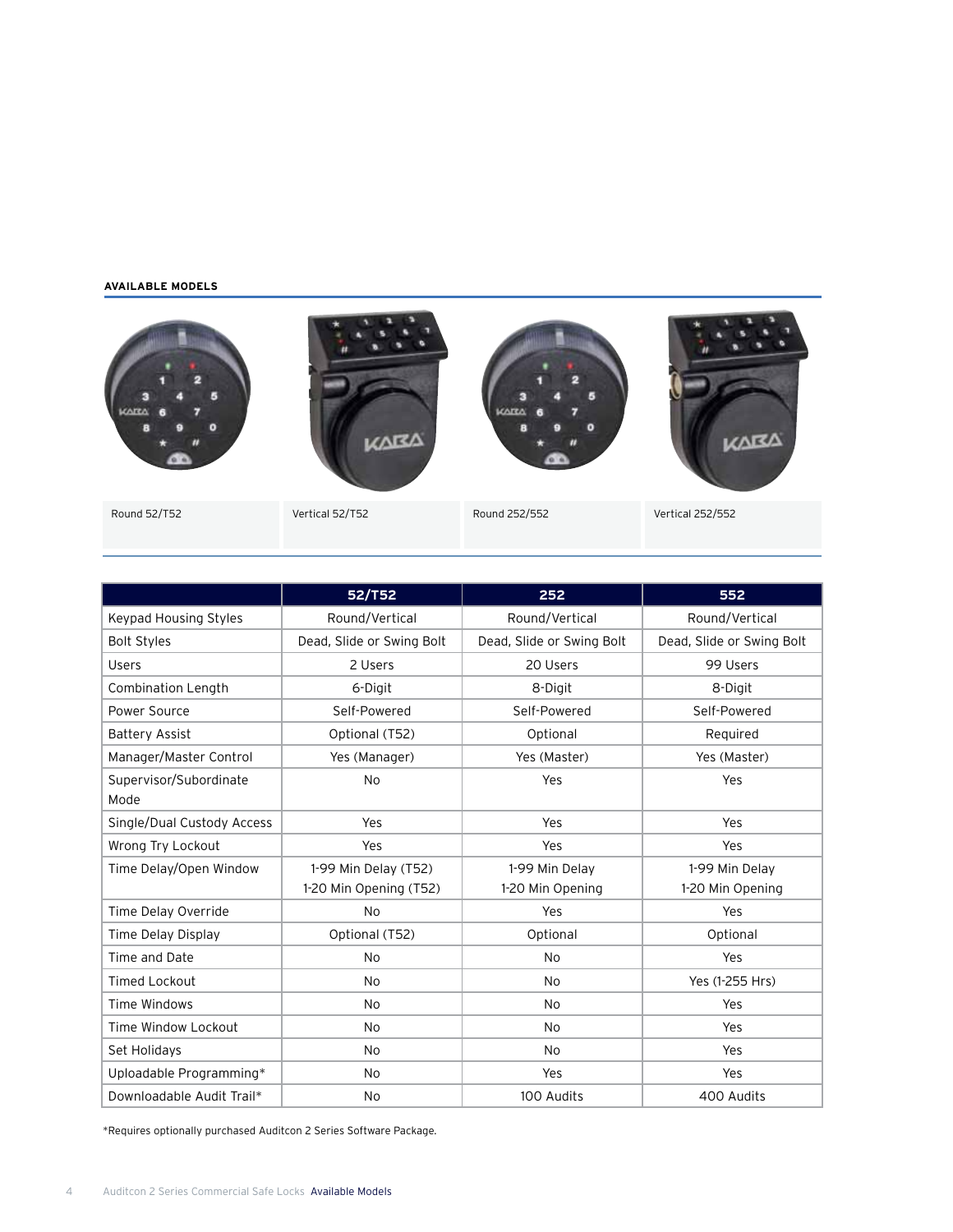**AVAILABLE MODELS**

Round 52/T52

Vertical 52/T52

Round 252/552

Vertical 252/552

| | 52/T52 | 252 | 552 |
|---|---|---|---|
| Keypad Housing Styles | Round/Vertical | Round/Vertical | Round/Vertical |
| Bolt Styles | Dead, Slide or Swing Bolt | Dead, Slide or Swing Bolt | Dead, Slide or Swing Bolt |
| Users | 2 Users | 20 Users | 99 Users |
| Combination Length | 6-Digit | 8-Digit | 8-Digit |
| Power Source | Self-Powered | Self-Powered | Self-Powered |
| Battery Assist | Optional (T52) | Optional | Required |
| Manager/Master Control | Yes (Manager) | Yes (Master) | Yes (Master) |
| Supervisor/Subordinate Mode | No | Yes | Yes |
| Single/Dual Custody Access | Yes | Yes | Yes |
| Wrong Try Lockout | Yes | Yes | Yes |
| Time Delay/Open Window | 1-99 Min Delay (T52) 1-20 Min Opening (T52) | 1-99 Min Delay 1-20 Min Opening | 1-99 Min Delay 1-20 Min Opening |
| Time Delay Override | No | Yes | Yes |
| Time Delay Display | Optional (T52) | Optional | Optional |
| Time and Date | No | No | Yes |
| Timed Lockout | No | No | Yes (1-255 Hrs) |
| Time Windows | No | No | Yes |
| Time Window Lockout | No | No | Yes |
| Set Holidays | No | No | Yes |
| Uploadable Programming* | No | Yes | Yes |
| Downloadable Audit Trail* | No | 100 Audits | 400 Audits |

*Requires optionally purchased Auditcon 2 Series Software Package.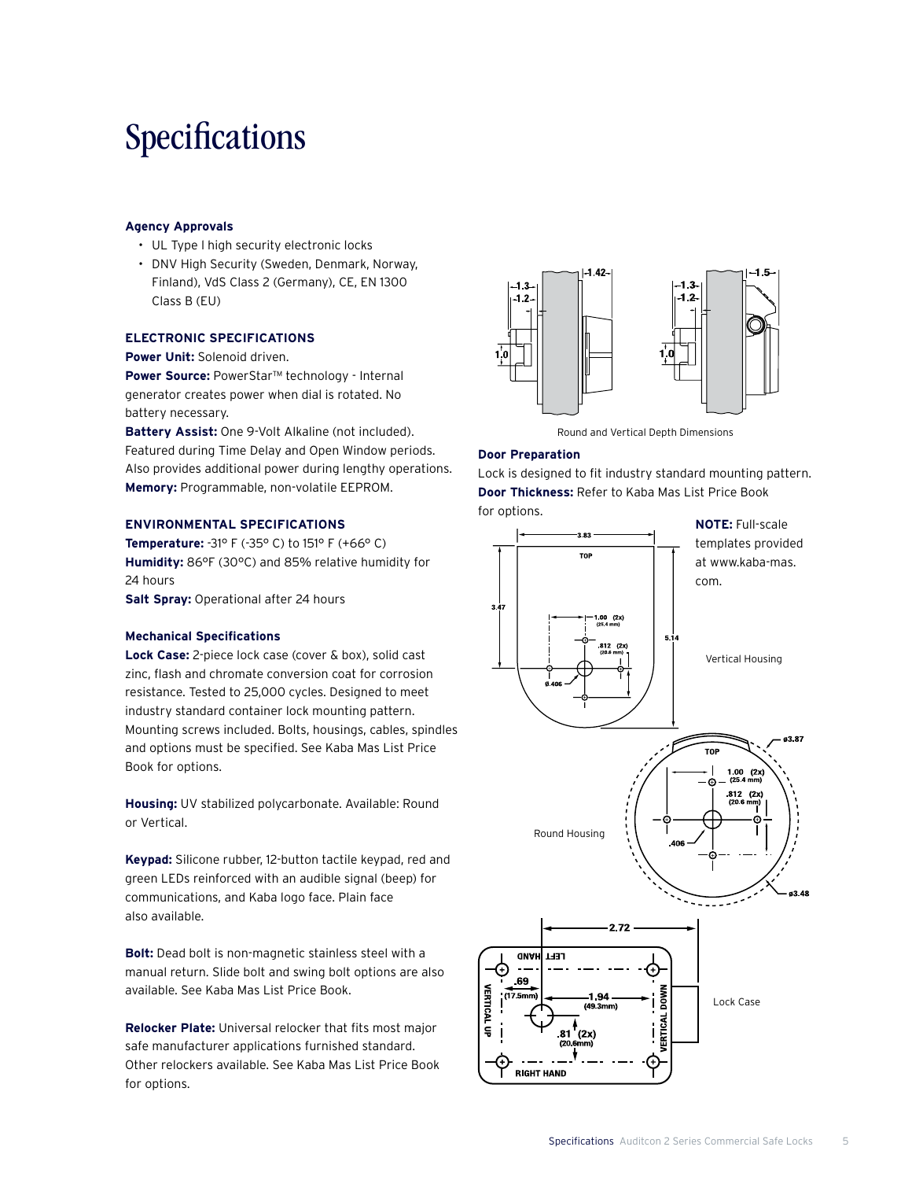# Specifications

### Agency Approvals

- UL Type I high security electronic locks
- DNV High Security (Sweden, Denmark, Norway, Finland), VdS Class 2 (Germany), CE, EN 1300 Class B (EU)

### ELECTRONIC SPECIFICATIONS

**Power Unit:** Solenoid driven.

**Power Source:** PowerStar™ technology - Internal generator creates power when dial is rotated. No battery necessary.

**Battery Assist:** One 9-Volt Alkaline (not included). Featured during Time Delay and Open Window periods. Also provides additional power during lengthy operations.

**Memory:** Programmable, non-volatile EEPROM.

### ENVIRONMENTAL SPECIFICATIONS

**Temperature:** -31° F (-35° C) to 151° F (+66° C)

**Humidity:** 86°F (30°C) and 85% relative humidity for 24 hours

**Salt Spray:** Operational after 24 hours

### Mechanical Specifications

**Lock Case:** 2-piece lock case (cover & box), solid cast zinc, flash and chromate conversion coat for corrosion resistance. Tested to 25,000 cycles. Designed to meet industry standard container lock mounting pattern. Mounting screws included. Bolts, housings, cables, spindles and options must be specified. See Kaba Mas List Price Book for options.

**Housing:** UV stabilized polycarbonate. Available: Round or Vertical.

**Keypad:** Silicone rubber, 12-button tactile keypad, red and green LEDs reinforced with an audible signal (beep) for communications, and Kaba logo face. Plain face also available.

**Bolt:** Dead bolt is non-magnetic stainless steel with a manual return. Slide bolt and swing bolt options are also available. See Kaba Mas List Price Book.

**Relocker Plate:** Universal relocker that fits most major safe manufacturer applications furnished standard. Other relockers available. See Kaba Mas List Price Book for options.

Round and Vertical Depth Dimensions

### Door Preparation

Lock is designed to fit industry standard mounting pattern.

**Door Thickness:** Refer to Kaba Mas List Price Book for options.

**NOTE:** Full-scale templates provided at www.kaba-mas.com.

Vertical Housing

Round Housing

Lock Case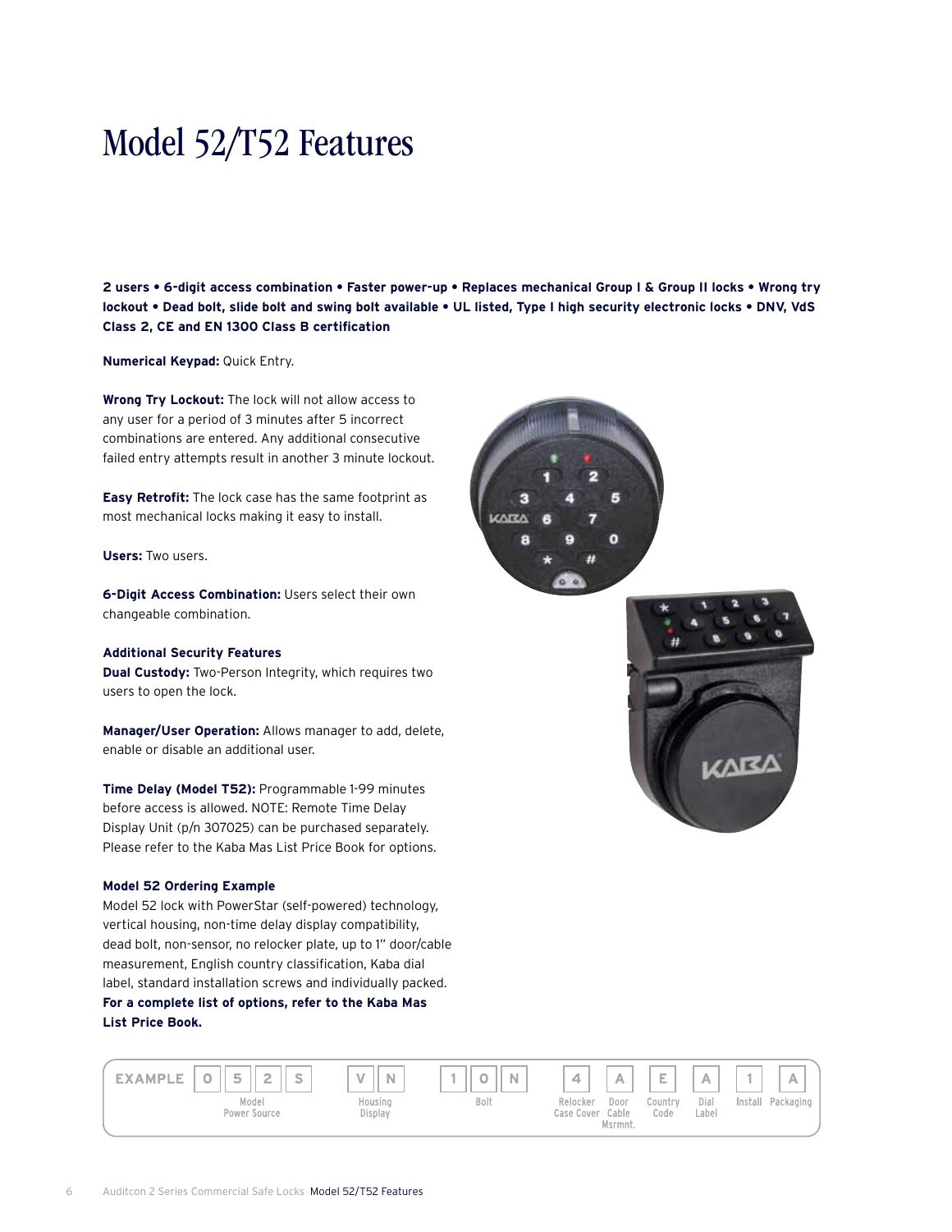# Model 52/T52 Features

**2 users • 6-digit access combination • Faster power-up • Replaces mechanical Group I & Group II locks • Wrong try lockout • Dead bolt, slide bolt and swing bolt available • UL listed, Type I high security electronic locks • DNV, VdS Class 2, CE and EN 1300 Class B certification**

**Numerical Keypad:** Quick Entry.

**Wrong Try Lockout:** The lock will not allow access to any user for a period of 3 minutes after 5 incorrect combinations are entered. Any additional consecutive failed entry attempts result in another 3 minute lockout.

**Easy Retrofit:** The lock case has the same footprint as most mechanical locks making it easy to install.

**Users:** Two users.

**6-Digit Access Combination:** Users select their own changeable combination.

**Additional Security Features**

**Dual Custody:** Two-Person Integrity, which requires two users to open the lock.

**Manager/User Operation:** Allows manager to add, delete, enable or disable an additional user.

**Time Delay (Model T52):** Programmable 1-99 minutes before access is allowed. NOTE: Remote Time Delay Display Unit (p/n 307025) can be purchased separately. Please refer to the Kaba Mas List Price Book for options.

**Model 52 Ordering Example**

Model 52 lock with PowerStar (self-powered) technology, vertical housing, non-time delay display compatibility, dead bolt, non-sensor, no relocker plate, up to 1" door/cable measurement, English country classification, Kaba dial label, standard installation screws and individually packed. **For a complete list of options, refer to the Kaba Mas List Price Book.**

| EXAMPLE | 0 | 5 | 2 | S | V | N | 1 | 0 | N | 4 | A | E | A | 1 | A |
|---|---|---|---|---|---|---|---|---|---|---|---|---|---|---|---|
| | Model | | | Power Source | Housing | Display | Bolt | | | Relocker Case Cover | Door Cable Msrmnt. | Country Code | Dial Label | Install | Packaging |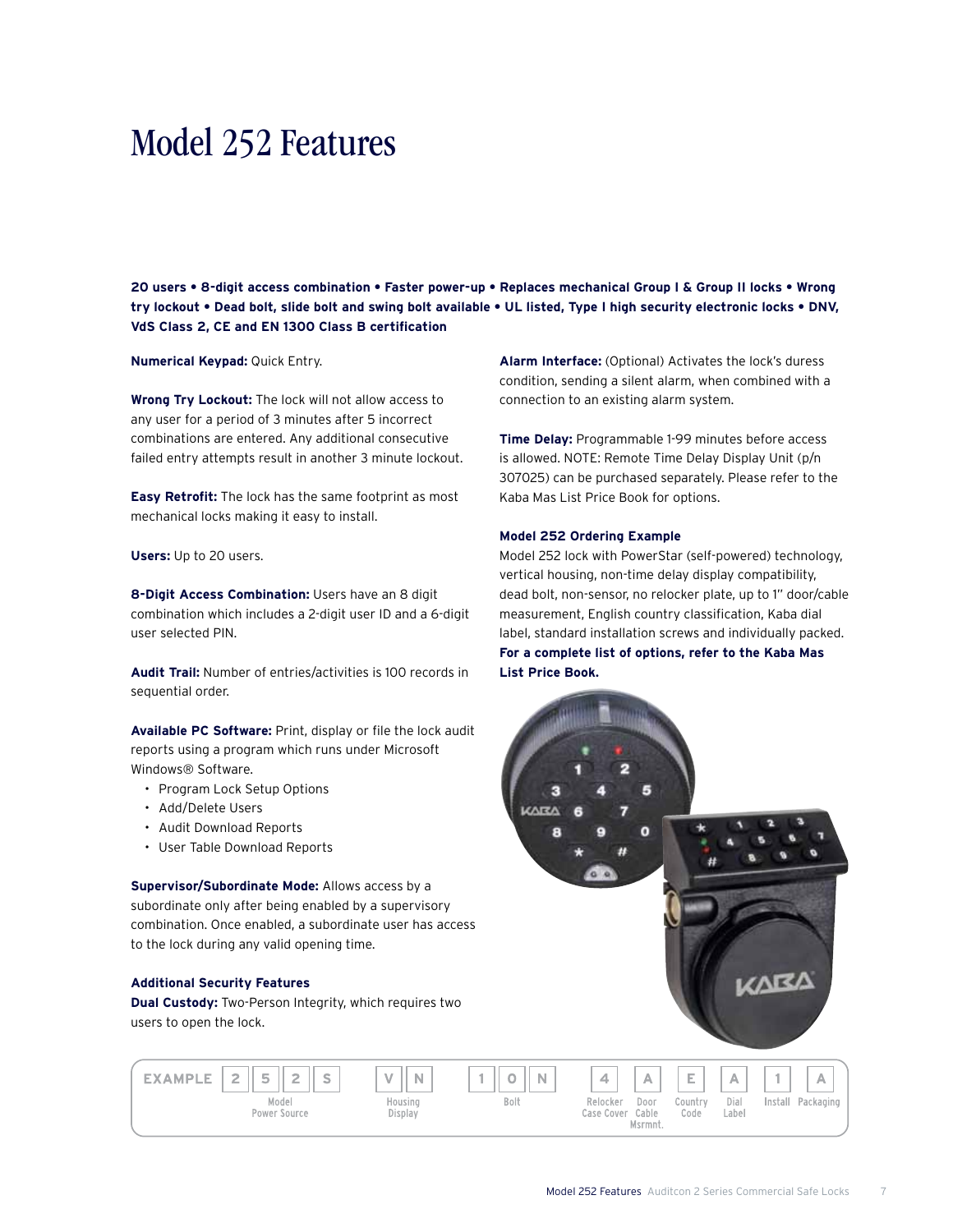# Model 252 Features

**20 users • 8-digit access combination • Faster power-up • Replaces mechanical Group I & Group II locks • Wrong try lockout • Dead bolt, slide bolt and swing bolt available • UL listed, Type I high security electronic locks • DNV, VdS Class 2, CE and EN 1300 Class B certification**

**Numerical Keypad:** Quick Entry.

**Wrong Try Lockout:** The lock will not allow access to any user for a period of 3 minutes after 5 incorrect combinations are entered. Any additional consecutive failed entry attempts result in another 3 minute lockout.

**Easy Retrofit:** The lock has the same footprint as most mechanical locks making it easy to install.

**Users:** Up to 20 users.

**8-Digit Access Combination:** Users have an 8 digit combination which includes a 2-digit user ID and a 6-digit user selected PIN.

**Audit Trail:** Number of entries/activities is 100 records in sequential order.

**Available PC Software:** Print, display or file the lock audit reports using a program which runs under Microsoft Windows® Software.

- Program Lock Setup Options
- Add/Delete Users
- Audit Download Reports
- User Table Download Reports

**Supervisor/Subordinate Mode:** Allows access by a subordinate only after being enabled by a supervisory combination. Once enabled, a subordinate user has access to the lock during any valid opening time.

**Additional Security Features**

**Dual Custody:** Two-Person Integrity, which requires two users to open the lock.

**Alarm Interface:** (Optional) Activates the lock's duress condition, sending a silent alarm, when combined with a connection to an existing alarm system.

**Time Delay:** Programmable 1-99 minutes before access is allowed. NOTE: Remote Time Delay Display Unit (p/n 307025) can be purchased separately. Please refer to the Kaba Mas List Price Book for options.

**Model 252 Ordering Example**

Model 252 lock with PowerStar (self-powered) technology, vertical housing, non-time delay display compatibility, dead bolt, non-sensor, no relocker plate, up to 1" door/cable measurement, English country classification, Kaba dial label, standard installation screws and individually packed. **For a complete list of options, refer to the Kaba Mas List Price Book.**

| EXAMPLE | 2 | 5 | 2 | S | V | N | 1 | 0 | N | 4 | A | E | A | 1 | A |
|---|---|---|---|---|---|---|---|---|---|---|---|---|---|---|---|
| | Model | | | Power Source | Housing | Display | Bolt | | | Relocker Case Cover | Door Cable Msrmnt. | Country Code | Dial Label | Install | Packaging |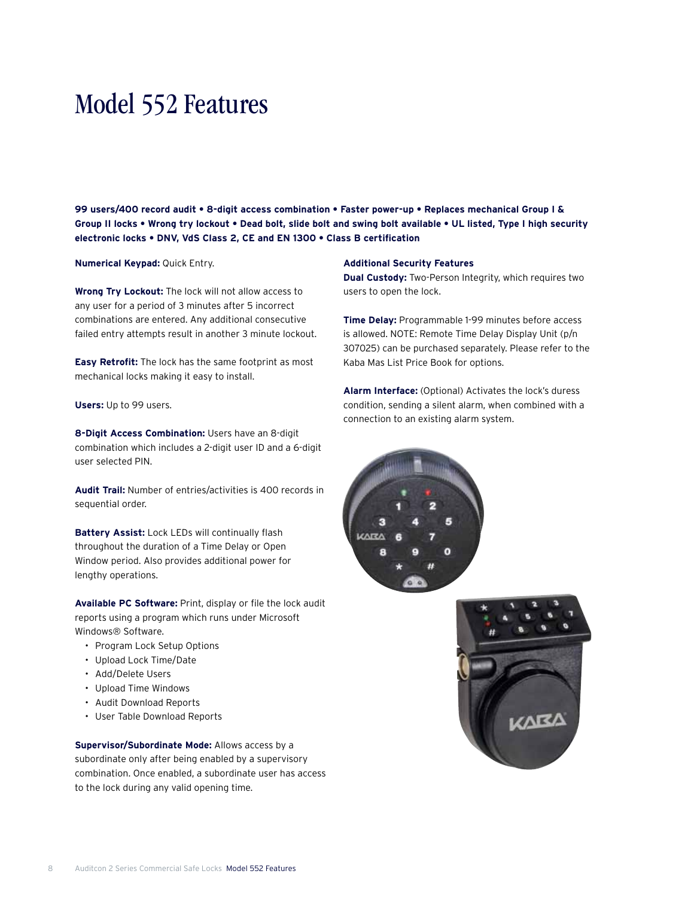# Model 552 Features

**99 users/400 record audit • 8-digit access combination • Faster power-up • Replaces mechanical Group I & Group II locks • Wrong try lockout • Dead bolt, slide bolt and swing bolt available • UL listed, Type I high security electronic locks • DNV, VdS Class 2, CE and EN 1300 • Class B certification**

**Numerical Keypad:** Quick Entry.

**Wrong Try Lockout:** The lock will not allow access to any user for a period of 3 minutes after 5 incorrect combinations are entered. Any additional consecutive failed entry attempts result in another 3 minute lockout.

**Easy Retrofit:** The lock has the same footprint as most mechanical locks making it easy to install.

**Users:** Up to 99 users.

**8-Digit Access Combination:** Users have an 8-digit combination which includes a 2-digit user ID and a 6-digit user selected PIN.

**Audit Trail:** Number of entries/activities is 400 records in sequential order.

**Battery Assist:** Lock LEDs will continually flash throughout the duration of a Time Delay or Open Window period. Also provides additional power for lengthy operations.

**Available PC Software:** Print, display or file the lock audit reports using a program which runs under Microsoft Windows® Software.

- Program Lock Setup Options
- Upload Lock Time/Date
- Add/Delete Users
- Upload Time Windows
- Audit Download Reports
- User Table Download Reports

**Supervisor/Subordinate Mode:** Allows access by a subordinate only after being enabled by a supervisory combination. Once enabled, a subordinate user has access to the lock during any valid opening time.

**Additional Security Features**

**Dual Custody:** Two-Person Integrity, which requires two users to open the lock.

**Time Delay:** Programmable 1-99 minutes before access is allowed. NOTE: Remote Time Delay Display Unit (p/n 307025) can be purchased separately. Please refer to the Kaba Mas List Price Book for options.

**Alarm Interface:** (Optional) Activates the lock's duress condition, sending a silent alarm, when combined with a connection to an existing alarm system.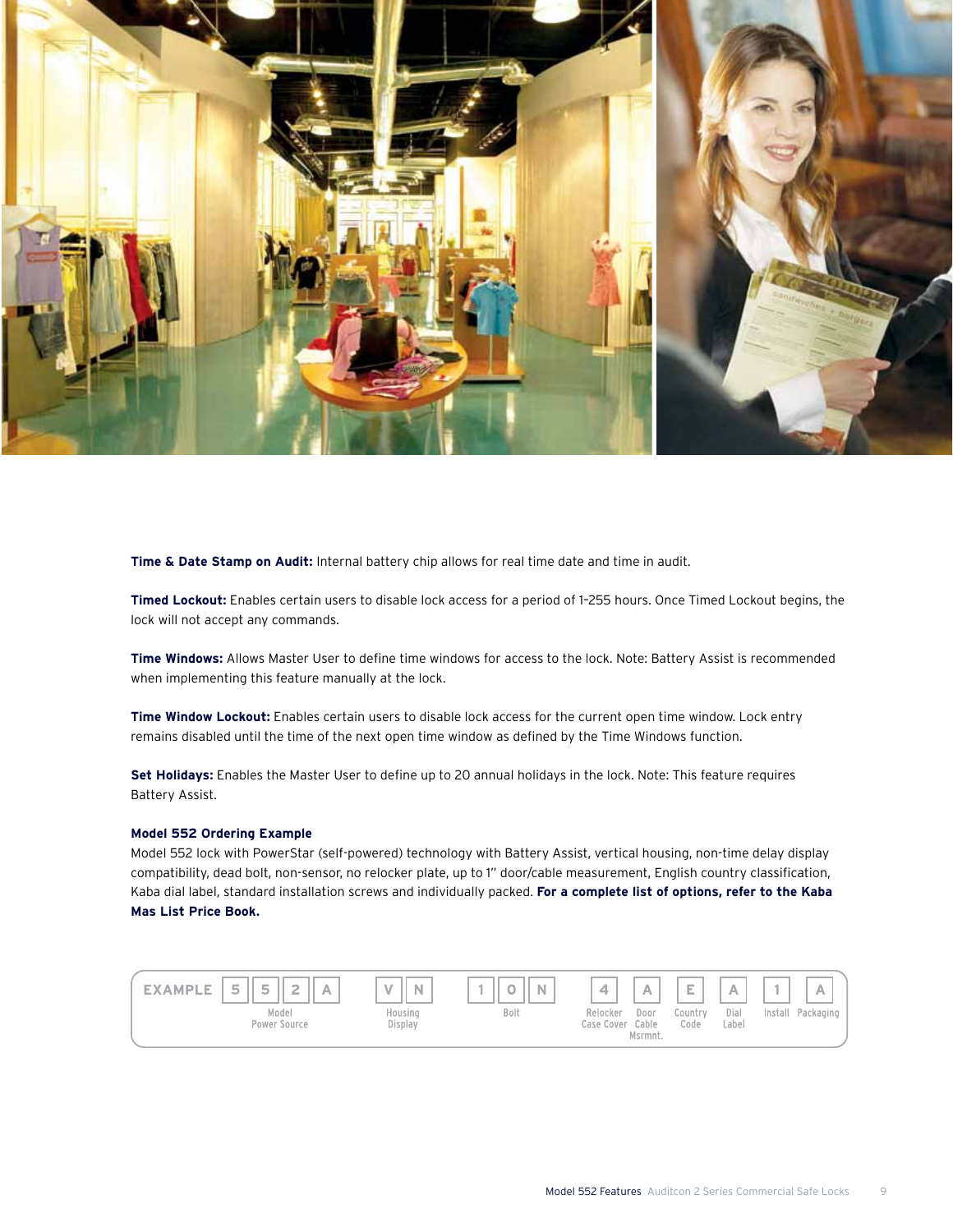**Time & Date Stamp on Audit:** Internal battery chip allows for real time date and time in audit.

**Timed Lockout:** Enables certain users to disable lock access for a period of 1–255 hours. Once Timed Lockout begins, the lock will not accept any commands.

**Time Windows:** Allows Master User to define time windows for access to the lock. Note: Battery Assist is recommended when implementing this feature manually at the lock.

**Time Window Lockout:** Enables certain users to disable lock access for the current open time window. Lock entry remains disabled until the time of the next open time window as defined by the Time Windows function.

**Set Holidays:** Enables the Master User to define up to 20 annual holidays in the lock. Note: This feature requires Battery Assist.

### Model 552 Ordering Example

Model 552 lock with PowerStar (self-powered) technology with Battery Assist, vertical housing, non-time delay display compatibility, dead bolt, non-sensor, no relocker plate, up to 1" door/cable measurement, English country classification, Kaba dial label, standard installation screws and individually packed. **For a complete list of options, refer to the Kaba Mas List Price Book.**

| EXAMPLE | 5 | 5 | 2 | A | V | N | 1 | 0 | N | 4 | A | E | A | 1 | A |
|---|---|---|---|---|---|---|---|---|---|---|---|---|---|---|---|
| | Model | | | Power Source | Housing | Display | Bolt | | | Relocker Case Cover | Door Cable Msrmnt. | Country Code | Dial Label | Install | Packaging |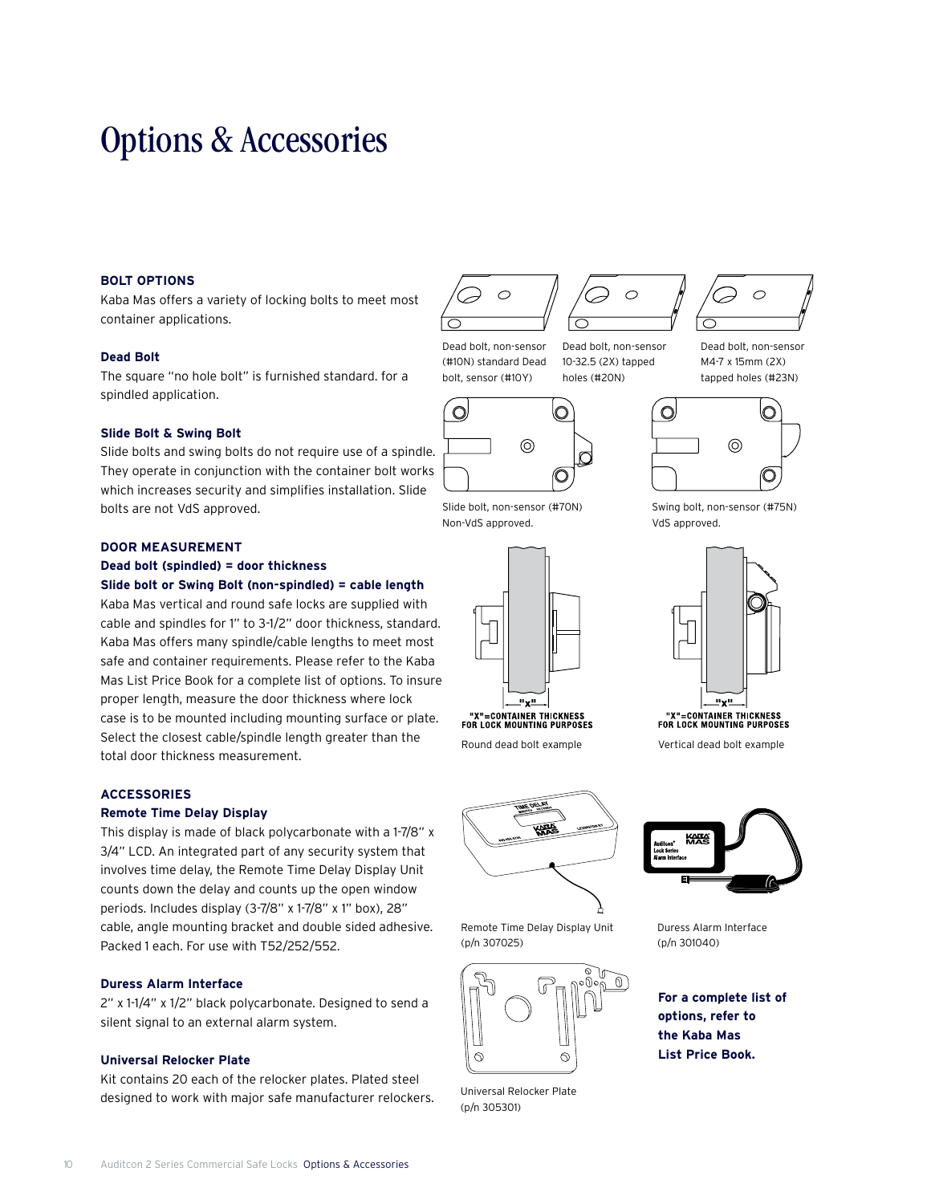# Options & Accessories

## BOLT OPTIONS

Kaba Mas offers a variety of locking bolts to meet most container applications.

### Dead Bolt

The square "no hole bolt" is furnished standard. for a spindled application.

### Slide Bolt & Swing Bolt

Slide bolts and swing bolts do not require use of a spindle. They operate in conjunction with the container bolt works which increases security and simplifies installation. Slide bolts are not VdS approved.

Dead bolt, non-sensor (#10N) standard Dead bolt, sensor (#10Y)

Dead bolt, non-sensor 10-32.5 (2X) tapped holes (#20N)

Dead bolt, non-sensor M4-7 x 15mm (2X) tapped holes (#23N)

Slide bolt, non-sensor (#70N) Non-VdS approved.

Swing bolt, non-sensor (#75N) VdS approved.

## DOOR MEASUREMENT

**Dead bolt (spindled) = door thickness**

**Slide bolt or Swing Bolt (non-spindled) = cable length**

Kaba Mas vertical and round safe locks are supplied with cable and spindles for 1" to 3-1/2" door thickness, standard. Kaba Mas offers many spindle/cable lengths to meet most safe and container requirements. Please refer to the Kaba Mas List Price Book for a complete list of options. To insure proper length, measure the door thickness where lock case is to be mounted including mounting surface or plate. Select the closest cable/spindle length greater than the total door thickness measurement.

"X"=CONTAINER THICKNESS FOR LOCK MOUNTING PURPOSES

Round dead bolt example

"X"=CONTAINER THICKNESS FOR LOCK MOUNTING PURPOSES

Vertical dead bolt example

## ACCESSORIES

### Remote Time Delay Display

This display is made of black polycarbonate with a 1-7/8" x 3/4" LCD. An integrated part of any security system that involves time delay, the Remote Time Delay Display Unit counts down the delay and counts up the open window periods. Includes display (3-7/8" x 1-7/8" x 1" box), 28" cable, angle mounting bracket and double sided adhesive. Packed 1 each. For use with T52/252/552.

Remote Time Delay Display Unit (p/n 307025)

### Duress Alarm Interface

2" x 1-1/4" x 1/2" black polycarbonate. Designed to send a silent signal to an external alarm system.

Duress Alarm Interface (p/n 301040)

### Universal Relocker Plate

Kit contains 20 each of the relocker plates. Plated steel designed to work with major safe manufacturer relockers.

Universal Relocker Plate (p/n 305301)

**For a complete list of options, refer to the Kaba Mas List Price Book.**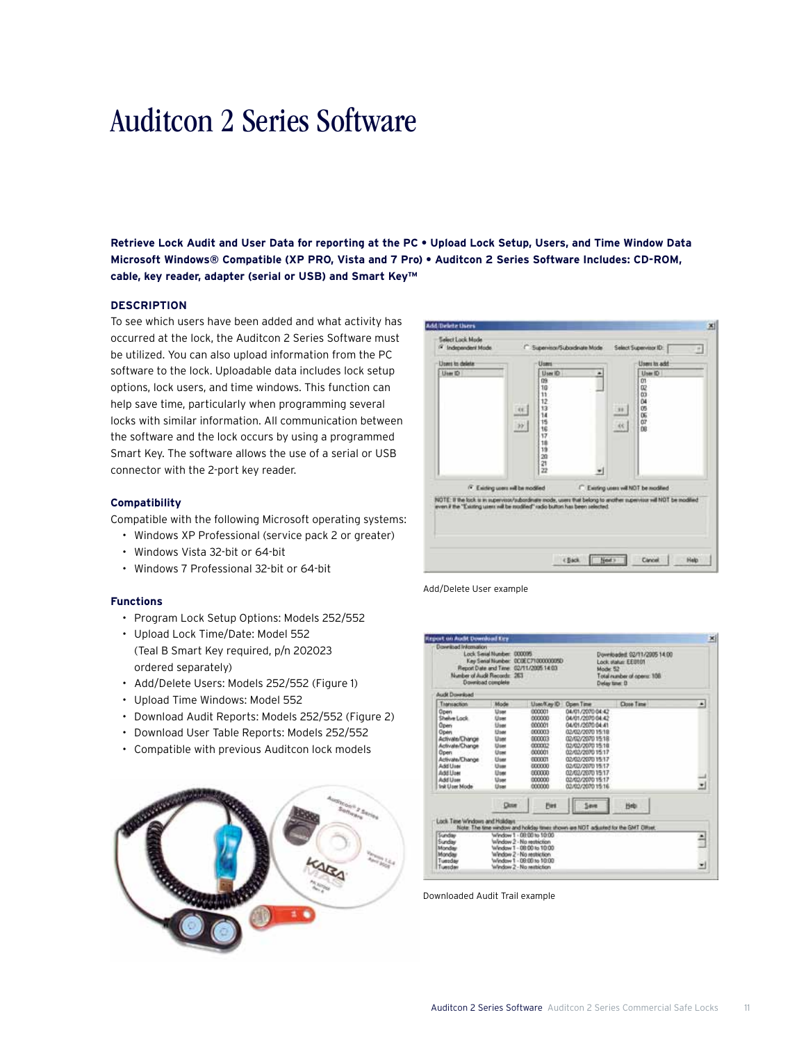# Auditcon 2 Series Software

**Retrieve Lock Audit and User Data for reporting at the PC • Upload Lock Setup, Users, and Time Window Data Microsoft Windows® Compatible (XP PRO, Vista and 7 Pro) • Auditcon 2 Series Software Includes: CD-ROM, cable, key reader, adapter (serial or USB) and Smart Key™**

## DESCRIPTION

To see which users have been added and what activity has occurred at the lock, the Auditcon 2 Series Software must be utilized. You can also upload information from the PC software to the lock. Uploadable data includes lock setup options, lock users, and time windows. This function can help save time, particularly when programming several locks with similar information. All communication between the software and the lock occurs by using a programmed Smart Key. The software allows the use of a serial or USB connector with the 2-port key reader.

### Compatibility

Compatible with the following Microsoft operating systems:

- Windows XP Professional (service pack 2 or greater)
- Windows Vista 32-bit or 64-bit
- Windows 7 Professional 32-bit or 64-bit

### Functions

- Program Lock Setup Options: Models 252/552
- Upload Lock Time/Date: Model 552 (Teal B Smart Key required, p/n 202023 ordered separately)
- Add/Delete Users: Models 252/552 (Figure 1)
- Upload Time Windows: Model 552
- Download Audit Reports: Models 252/552 (Figure 2)
- Download User Table Reports: Models 252/552
- Compatible with previous Auditcon lock models

Add/Delete User example

Downloaded Audit Trail example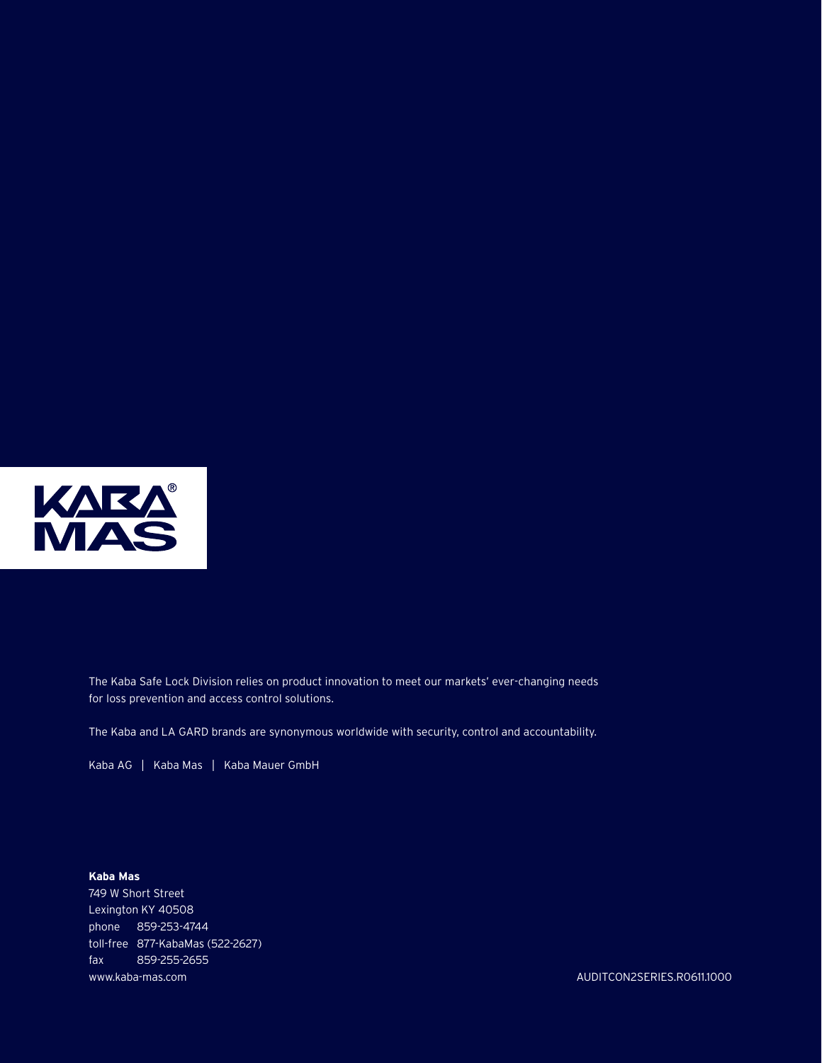KABA® MAS

The Kaba Safe Lock Division relies on product innovation to meet our markets' ever-changing needs for loss prevention and access control solutions.

The Kaba and LA GARD brands are synonymous worldwide with security, control and accountability.

Kaba AG | Kaba Mas | Kaba Mauer GmbH

**Kaba Mas**
749 W Short Street
Lexington KY 40508
phone 859-253-4744
toll-free 877-KabaMas (522-2627)
fax 859-255-2655
www.kaba-mas.com

AUDITCON2SERIES.R0611.1000